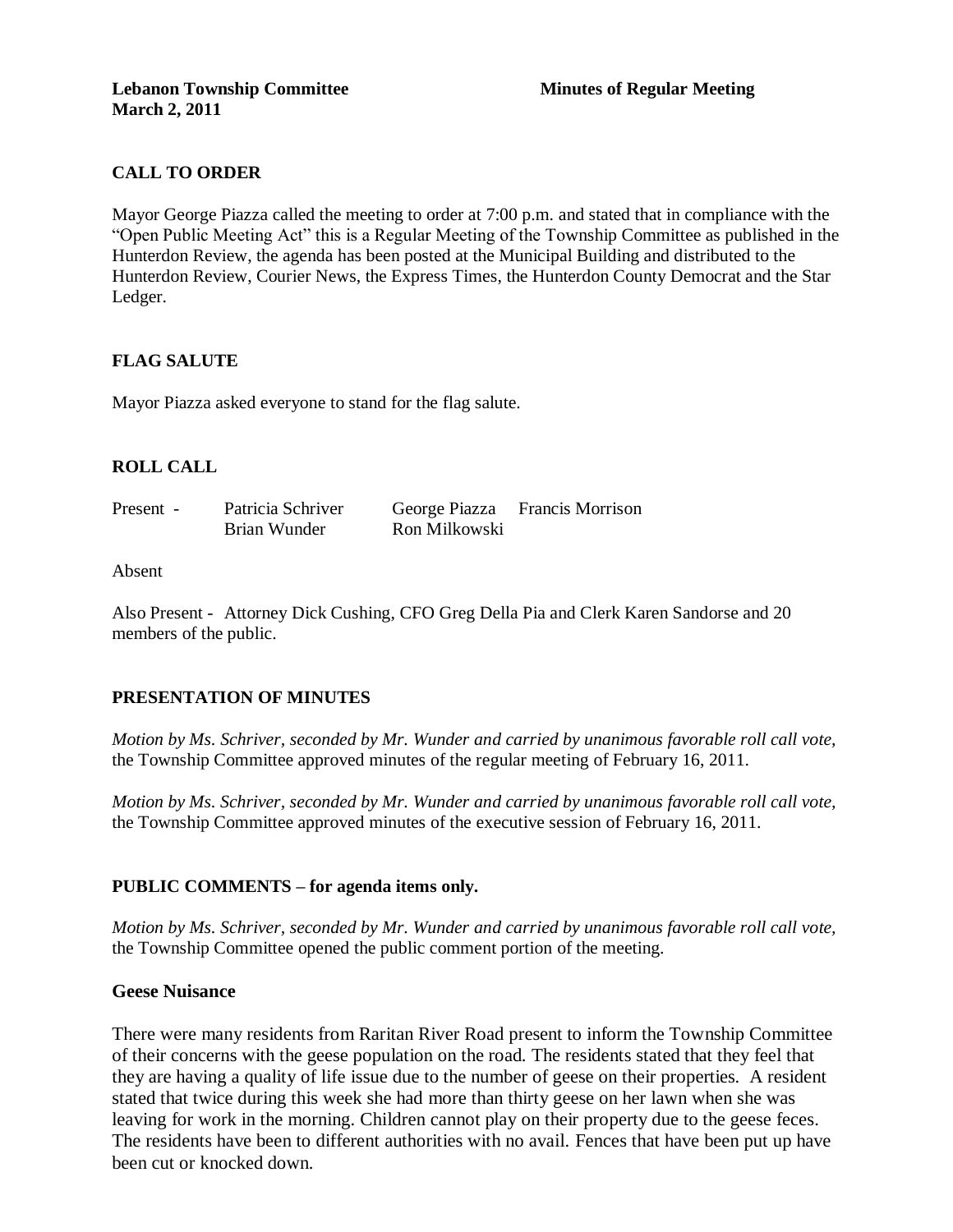**Lebanon Township Committee** **Minutes of Regular Meeting**
**March 2, 2011**

## CALL TO ORDER

Mayor George Piazza called the meeting to order at 7:00 p.m. and stated that in compliance with the "Open Public Meeting Act" this is a Regular Meeting of the Township Committee as published in the Hunterdon Review, the agenda has been posted at the Municipal Building and distributed to the Hunterdon Review, Courier News, the Express Times, the Hunterdon County Democrat and the Star Ledger.

## FLAG SALUTE

Mayor Piazza asked everyone to stand for the flag salute.

## ROLL CALL

| Present - | Patricia Schriver | George Piazza | Francis Morrison |
|---|---|---|---|
| | Brian Wunder | Ron Milkowski | |

Absent

Also Present - Attorney Dick Cushing, CFO Greg Della Pia and Clerk Karen Sandorse and 20 members of the public.

## PRESENTATION OF MINUTES

*Motion by Ms. Schriver, seconded by Mr. Wunder and carried by unanimous favorable roll call vote,* the Township Committee approved minutes of the regular meeting of February 16, 2011.

*Motion by Ms. Schriver, seconded by Mr. Wunder and carried by unanimous favorable roll call vote,* the Township Committee approved minutes of the executive session of February 16, 2011.

## PUBLIC COMMENTS – for agenda items only.

*Motion by Ms. Schriver, seconded by Mr. Wunder and carried by unanimous favorable roll call vote,* the Township Committee opened the public comment portion of the meeting.

### Geese Nuisance

There were many residents from Raritan River Road present to inform the Township Committee of their concerns with the geese population on the road. The residents stated that they feel that they are having a quality of life issue due to the number of geese on their properties. A resident stated that twice during this week she had more than thirty geese on her lawn when she was leaving for work in the morning. Children cannot play on their property due to the geese feces. The residents have been to different authorities with no avail. Fences that have been put up have been cut or knocked down.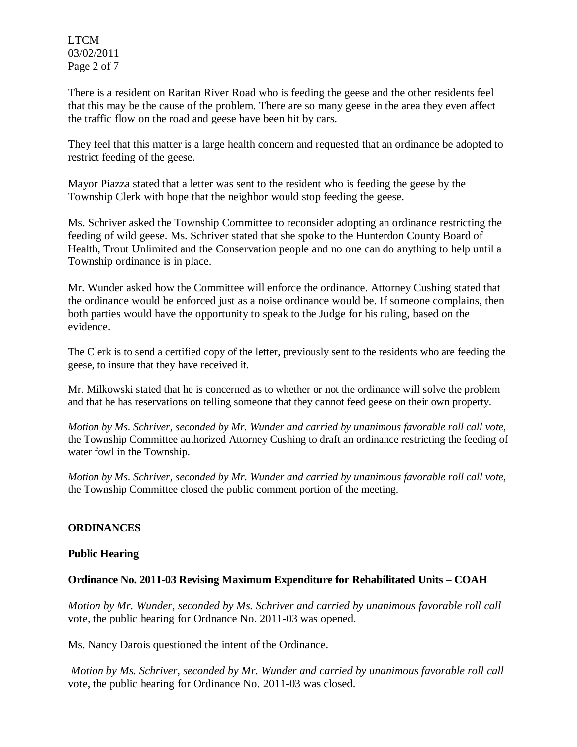There is a resident on Raritan River Road who is feeding the geese and the other residents feel that this may be the cause of the problem. There are so many geese in the area they even affect the traffic flow on the road and geese have been hit by cars.

They feel that this matter is a large health concern and requested that an ordinance be adopted to restrict feeding of the geese.

Mayor Piazza stated that a letter was sent to the resident who is feeding the geese by the Township Clerk with hope that the neighbor would stop feeding the geese.

Ms. Schriver asked the Township Committee to reconsider adopting an ordinance restricting the feeding of wild geese. Ms. Schriver stated that she spoke to the Hunterdon County Board of Health, Trout Unlimited and the Conservation people and no one can do anything to help until a Township ordinance is in place.

Mr. Wunder asked how the Committee will enforce the ordinance. Attorney Cushing stated that the ordinance would be enforced just as a noise ordinance would be. If someone complains, then both parties would have the opportunity to speak to the Judge for his ruling, based on the evidence.

The Clerk is to send a certified copy of the letter, previously sent to the residents who are feeding the geese, to insure that they have received it.

Mr. Milkowski stated that he is concerned as to whether or not the ordinance will solve the problem and that he has reservations on telling someone that they cannot feed geese on their own property.

*Motion by Ms. Schriver, seconded by Mr. Wunder and carried by unanimous favorable roll call vote,* the Township Committee authorized Attorney Cushing to draft an ordinance restricting the feeding of water fowl in the Township.

*Motion by Ms. Schriver, seconded by Mr. Wunder and carried by unanimous favorable roll call vote,* the Township Committee closed the public comment portion of the meeting.

**ORDINANCES**

**Public Hearing**

**Ordinance No. 2011-03 Revising Maximum Expenditure for Rehabilitated Units – COAH**

*Motion by Mr. Wunder, seconded by Ms. Schriver and carried by unanimous favorable roll call* vote, the public hearing for Ordnance No. 2011-03 was opened.

Ms. Nancy Darois questioned the intent of the Ordinance.

*Motion by Ms. Schriver, seconded by Mr. Wunder and carried by unanimous favorable roll call* vote, the public hearing for Ordinance No. 2011-03 was closed.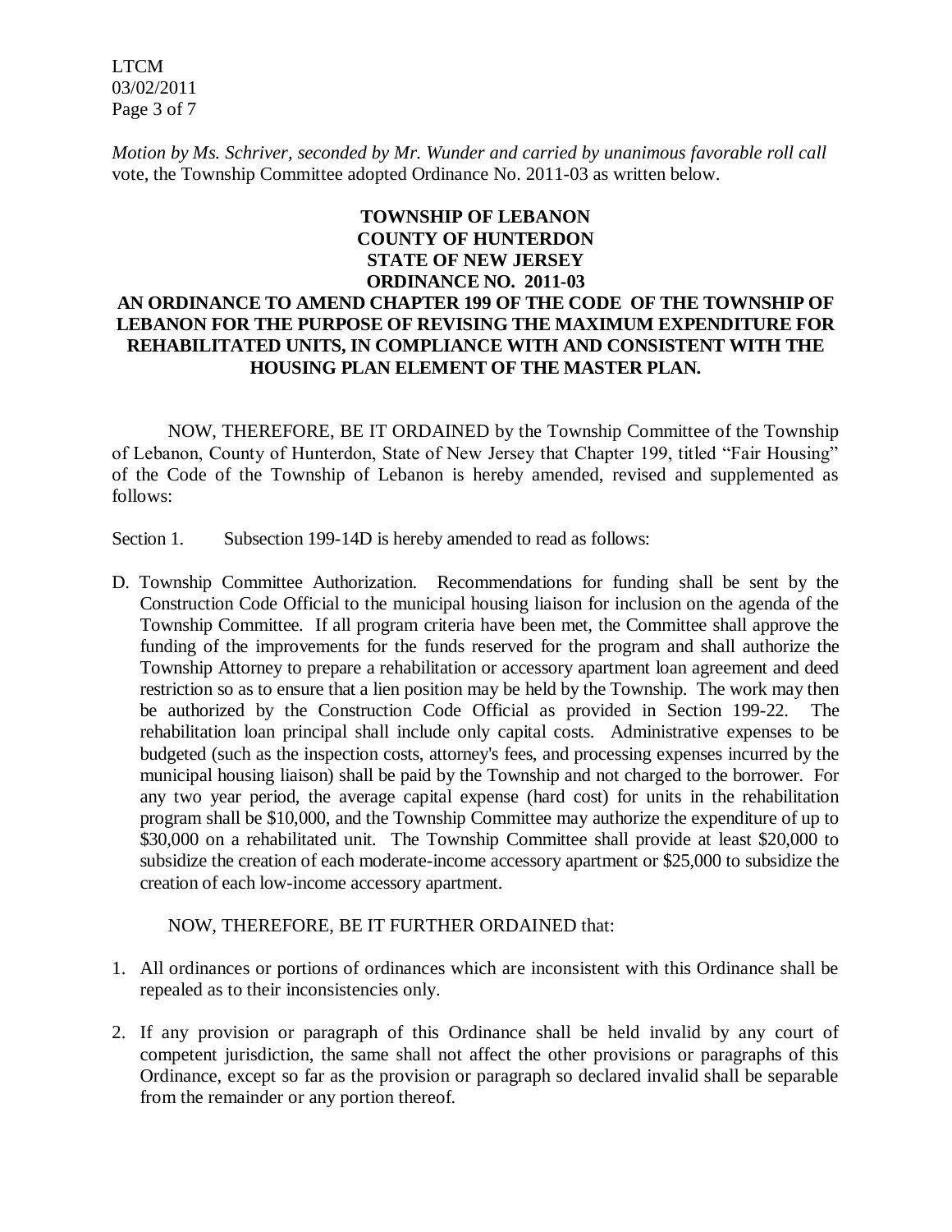*Motion by Ms. Schriver, seconded by Mr. Wunder and carried by unanimous favorable roll call* vote, the Township Committee adopted Ordinance No. 2011-03 as written below.

**TOWNSHIP OF LEBANON**
**COUNTY OF HUNTERDON**
**STATE OF NEW JERSEY**
**ORDINANCE NO. 2011-03**

**AN ORDINANCE TO AMEND CHAPTER 199 OF THE CODE OF THE TOWNSHIP OF LEBANON FOR THE PURPOSE OF REVISING THE MAXIMUM EXPENDITURE FOR REHABILITATED UNITS, IN COMPLIANCE WITH AND CONSISTENT WITH THE HOUSING PLAN ELEMENT OF THE MASTER PLAN.**

NOW, THEREFORE, BE IT ORDAINED by the Township Committee of the Township of Lebanon, County of Hunterdon, State of New Jersey that Chapter 199, titled "Fair Housing" of the Code of the Township of Lebanon is hereby amended, revised and supplemented as follows:

Section 1. Subsection 199-14D is hereby amended to read as follows:

D. Township Committee Authorization. Recommendations for funding shall be sent by the Construction Code Official to the municipal housing liaison for inclusion on the agenda of the Township Committee. If all program criteria have been met, the Committee shall approve the funding of the improvements for the funds reserved for the program and shall authorize the Township Attorney to prepare a rehabilitation or accessory apartment loan agreement and deed restriction so as to ensure that a lien position may be held by the Township. The work may then be authorized by the Construction Code Official as provided in Section 199-22. The rehabilitation loan principal shall include only capital costs. Administrative expenses to be budgeted (such as the inspection costs, attorney's fees, and processing expenses incurred by the municipal housing liaison) shall be paid by the Township and not charged to the borrower. For any two year period, the average capital expense (hard cost) for units in the rehabilitation program shall be $10,000, and the Township Committee may authorize the expenditure of up to $30,000 on a rehabilitated unit. The Township Committee shall provide at least $20,000 to subsidize the creation of each moderate-income accessory apartment or $25,000 to subsidize the creation of each low-income accessory apartment.

NOW, THEREFORE, BE IT FURTHER ORDAINED that:

1. All ordinances or portions of ordinances which are inconsistent with this Ordinance shall be repealed as to their inconsistencies only.
2. If any provision or paragraph of this Ordinance shall be held invalid by any court of competent jurisdiction, the same shall not affect the other provisions or paragraphs of this Ordinance, except so far as the provision or paragraph so declared invalid shall be separable from the remainder or any portion thereof.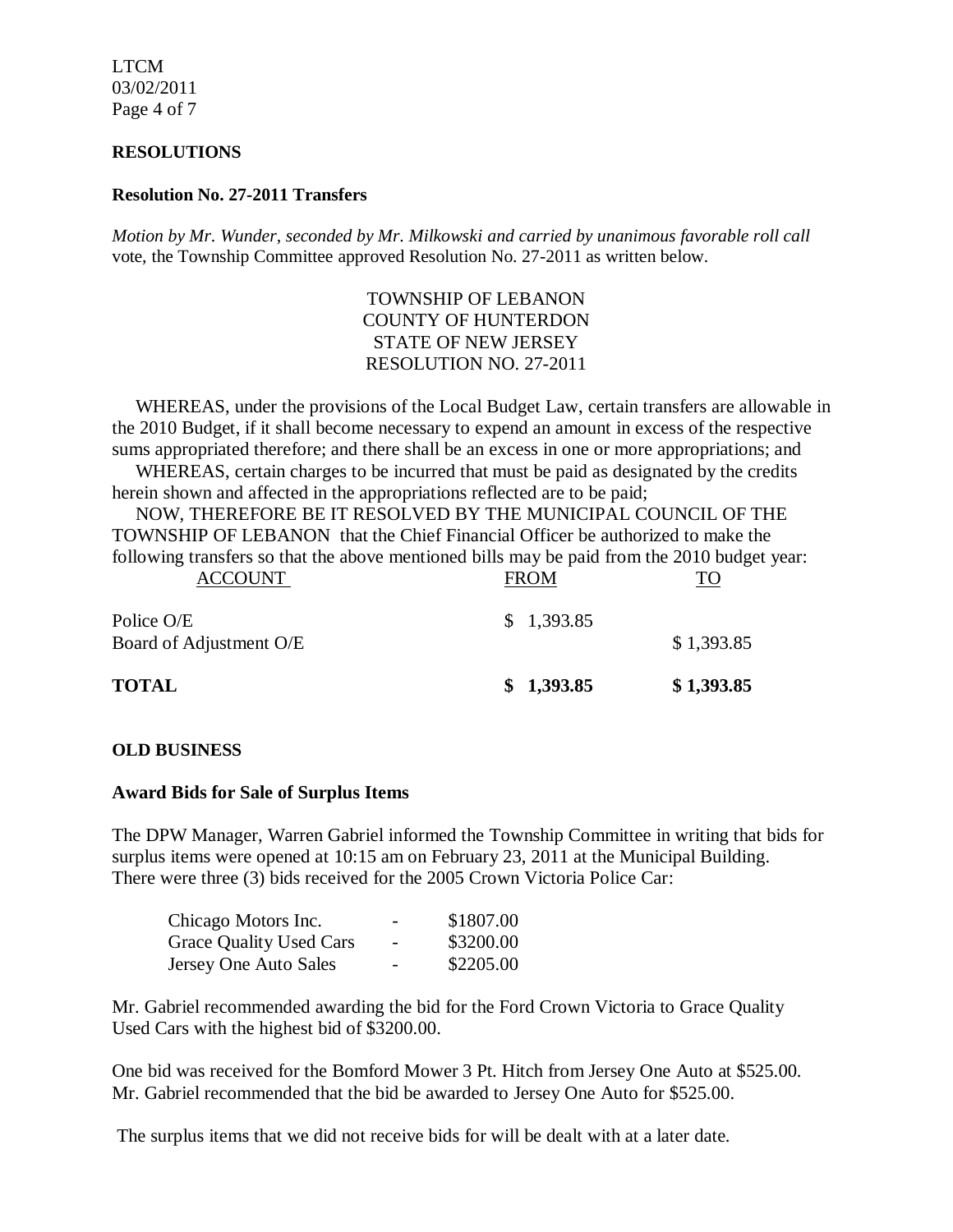## RESOLUTIONS

### Resolution No. 27-2011 Transfers

*Motion by Mr. Wunder, seconded by Mr. Milkowski and carried by unanimous favorable roll call* vote, the Township Committee approved Resolution No. 27-2011 as written below.

TOWNSHIP OF LEBANON
COUNTY OF HUNTERDON
STATE OF NEW JERSEY
RESOLUTION NO. 27-2011

WHEREAS, under the provisions of the Local Budget Law, certain transfers are allowable in the 2010 Budget, if it shall become necessary to expend an amount in excess of the respective sums appropriated therefore; and there shall be an excess in one or more appropriations; and

WHEREAS, certain charges to be incurred that must be paid as designated by the credits herein shown and affected in the appropriations reflected are to be paid;

NOW, THEREFORE BE IT RESOLVED BY THE MUNICIPAL COUNCIL OF THE TOWNSHIP OF LEBANON that the Chief Financial Officer be authorized to make the following transfers so that the above mentioned bills may be paid from the 2010 budget year:

| ACCOUNT | FROM | TO |
|---|---|---|
| Police O/E | $ 1,393.85 | |
| Board of Adjustment O/E | | $ 1,393.85 |
| **TOTAL** | **$ 1,393.85** | **$ 1,393.85** |

## OLD BUSINESS

### Award Bids for Sale of Surplus Items

The DPW Manager, Warren Gabriel informed the Township Committee in writing that bids for surplus items were opened at 10:15 am on February 23, 2011 at the Municipal Building. There were three (3) bids received for the 2005 Crown Victoria Police Car:

| | | |
|---|---|---|
| Chicago Motors Inc. | - | $1807.00 |
| Grace Quality Used Cars | - | $3200.00 |
| Jersey One Auto Sales | - | $2205.00 |

Mr. Gabriel recommended awarding the bid for the Ford Crown Victoria to Grace Quality Used Cars with the highest bid of $3200.00.

One bid was received for the Bomford Mower 3 Pt. Hitch from Jersey One Auto at $525.00. Mr. Gabriel recommended that the bid be awarded to Jersey One Auto for $525.00.

The surplus items that we did not receive bids for will be dealt with at a later date.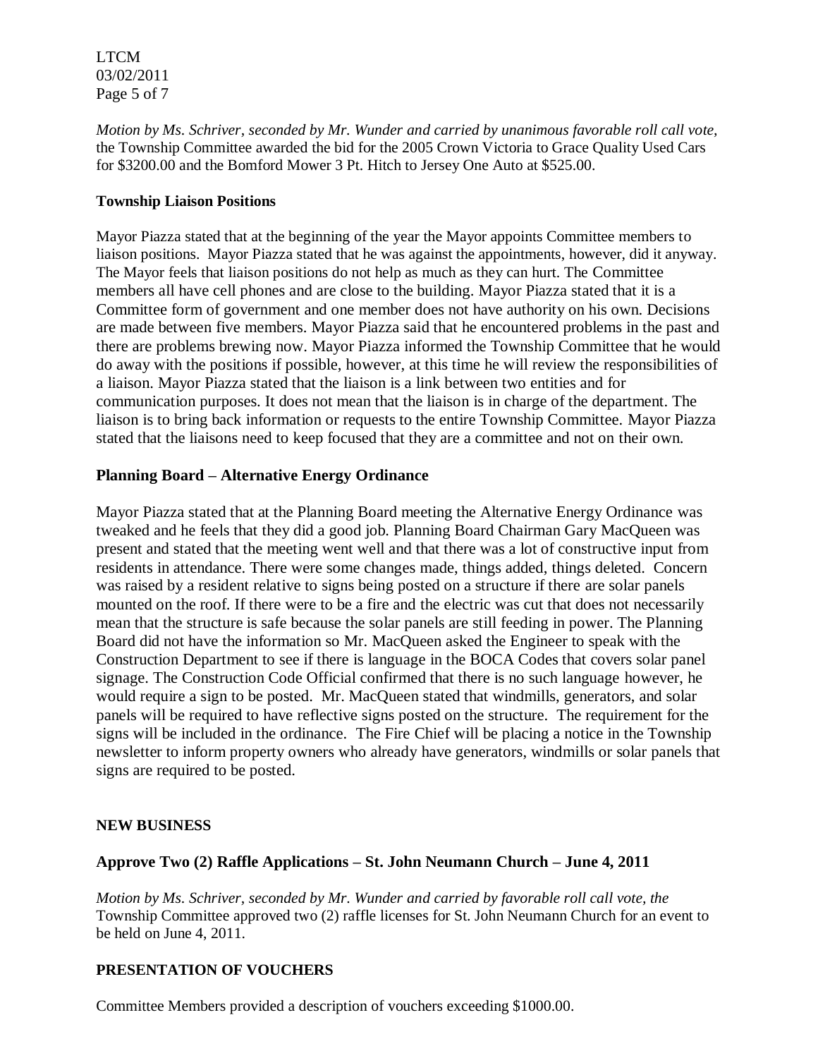*Motion by Ms. Schriver, seconded by Mr. Wunder and carried by unanimous favorable roll call vote,* the Township Committee awarded the bid for the 2005 Crown Victoria to Grace Quality Used Cars for $3200.00 and the Bomford Mower 3 Pt. Hitch to Jersey One Auto at $525.00.

**Township Liaison Positions**

Mayor Piazza stated that at the beginning of the year the Mayor appoints Committee members to liaison positions. Mayor Piazza stated that he was against the appointments, however, did it anyway. The Mayor feels that liaison positions do not help as much as they can hurt. The Committee members all have cell phones and are close to the building. Mayor Piazza stated that it is a Committee form of government and one member does not have authority on his own. Decisions are made between five members. Mayor Piazza said that he encountered problems in the past and there are problems brewing now. Mayor Piazza informed the Township Committee that he would do away with the positions if possible, however, at this time he will review the responsibilities of a liaison. Mayor Piazza stated that the liaison is a link between two entities and for communication purposes. It does not mean that the liaison is in charge of the department. The liaison is to bring back information or requests to the entire Township Committee. Mayor Piazza stated that the liaisons need to keep focused that they are a committee and not on their own.

**Planning Board – Alternative Energy Ordinance**

Mayor Piazza stated that at the Planning Board meeting the Alternative Energy Ordinance was tweaked and he feels that they did a good job. Planning Board Chairman Gary MacQueen was present and stated that the meeting went well and that there was a lot of constructive input from residents in attendance. There were some changes made, things added, things deleted. Concern was raised by a resident relative to signs being posted on a structure if there are solar panels mounted on the roof. If there were to be a fire and the electric was cut that does not necessarily mean that the structure is safe because the solar panels are still feeding in power. The Planning Board did not have the information so Mr. MacQueen asked the Engineer to speak with the Construction Department to see if there is language in the BOCA Codes that covers solar panel signage. The Construction Code Official confirmed that there is no such language however, he would require a sign to be posted. Mr. MacQueen stated that windmills, generators, and solar panels will be required to have reflective signs posted on the structure. The requirement for the signs will be included in the ordinance. The Fire Chief will be placing a notice in the Township newsletter to inform property owners who already have generators, windmills or solar panels that signs are required to be posted.

**NEW BUSINESS**

**Approve Two (2) Raffle Applications – St. John Neumann Church – June 4, 2011**

*Motion by Ms. Schriver, seconded by Mr. Wunder and carried by favorable roll call vote, the* Township Committee approved two (2) raffle licenses for St. John Neumann Church for an event to be held on June 4, 2011.

**PRESENTATION OF VOUCHERS**

Committee Members provided a description of vouchers exceeding $1000.00.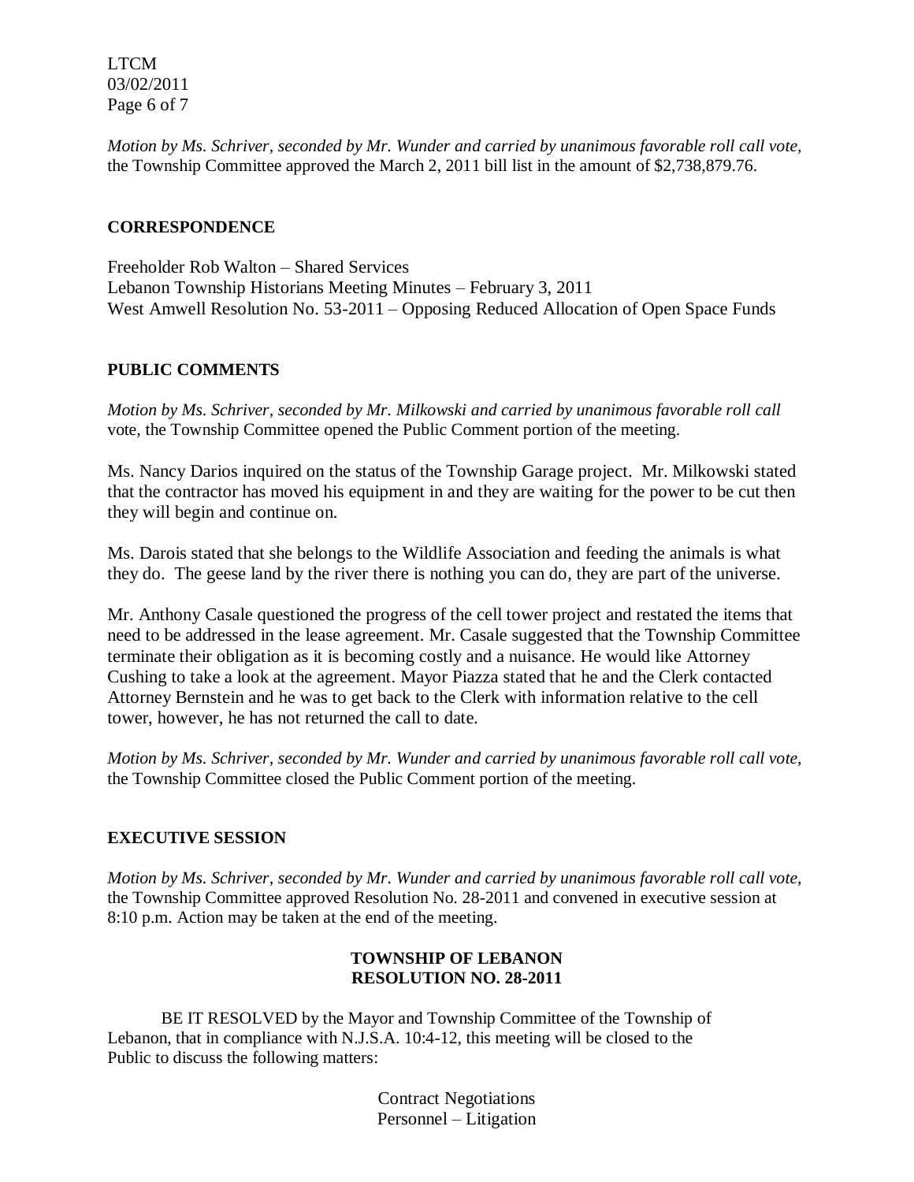*Motion by Ms. Schriver, seconded by Mr. Wunder and carried by unanimous favorable roll call vote,* the Township Committee approved the March 2, 2011 bill list in the amount of $2,738,879.76.

## CORRESPONDENCE

Freeholder Rob Walton – Shared Services
Lebanon Township Historians Meeting Minutes – February 3, 2011
West Amwell Resolution No. 53-2011 – Opposing Reduced Allocation of Open Space Funds

## PUBLIC COMMENTS

*Motion by Ms. Schriver, seconded by Mr. Milkowski and carried by unanimous favorable roll call* vote, the Township Committee opened the Public Comment portion of the meeting.

Ms. Nancy Darios inquired on the status of the Township Garage project. Mr. Milkowski stated that the contractor has moved his equipment in and they are waiting for the power to be cut then they will begin and continue on.

Ms. Darois stated that she belongs to the Wildlife Association and feeding the animals is what they do. The geese land by the river there is nothing you can do, they are part of the universe.

Mr. Anthony Casale questioned the progress of the cell tower project and restated the items that need to be addressed in the lease agreement. Mr. Casale suggested that the Township Committee terminate their obligation as it is becoming costly and a nuisance. He would like Attorney Cushing to take a look at the agreement. Mayor Piazza stated that he and the Clerk contacted Attorney Bernstein and he was to get back to the Clerk with information relative to the cell tower, however, he has not returned the call to date.

*Motion by Ms. Schriver, seconded by Mr. Wunder and carried by unanimous favorable roll call vote,* the Township Committee closed the Public Comment portion of the meeting.

## EXECUTIVE SESSION

*Motion by Ms. Schriver, seconded by Mr. Wunder and carried by unanimous favorable roll call vote,* the Township Committee approved Resolution No. 28-2011 and convened in executive session at 8:10 p.m. Action may be taken at the end of the meeting.

**TOWNSHIP OF LEBANON**
**RESOLUTION NO. 28-2011**

BE IT RESOLVED by the Mayor and Township Committee of the Township of Lebanon, that in compliance with N.J.S.A. 10:4-12, this meeting will be closed to the Public to discuss the following matters:

Contract Negotiations
Personnel – Litigation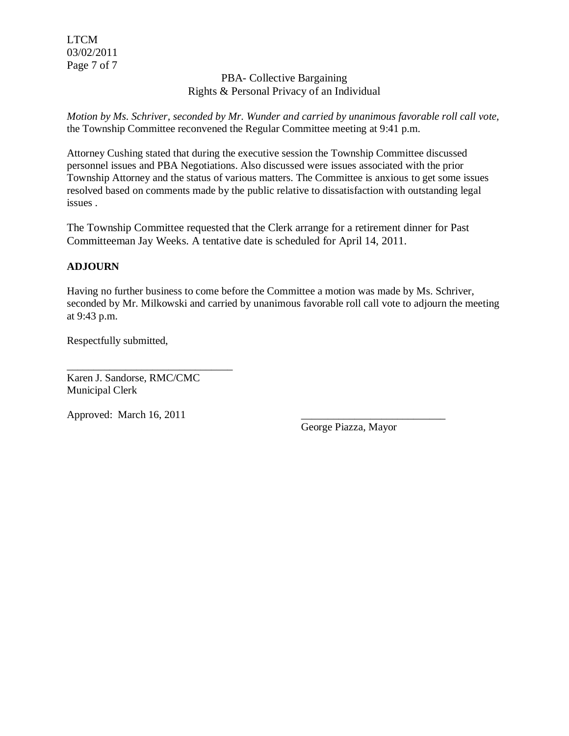PBA- Collective Bargaining
Rights & Personal Privacy of an Individual

*Motion by Ms. Schriver, seconded by Mr. Wunder and carried by unanimous favorable roll call vote,* the Township Committee reconvened the Regular Committee meeting at 9:41 p.m.

Attorney Cushing stated that during the executive session the Township Committee discussed personnel issues and PBA Negotiations. Also discussed were issues associated with the prior Township Attorney and the status of various matters. The Committee is anxious to get some issues resolved based on comments made by the public relative to dissatisfaction with outstanding legal issues .

The Township Committee requested that the Clerk arrange for a retirement dinner for Past Committeeman Jay Weeks. A tentative date is scheduled for April 14, 2011.

**ADJOURN**

Having no further business to come before the Committee a motion was made by Ms. Schriver, seconded by Mr. Milkowski and carried by unanimous favorable roll call vote to adjourn the meeting at 9:43 p.m.

Respectfully submitted,

______________________________
Karen J. Sandorse, RMC/CMC
Municipal Clerk

Approved: March 16, 2011

___________________________
George Piazza, Mayor